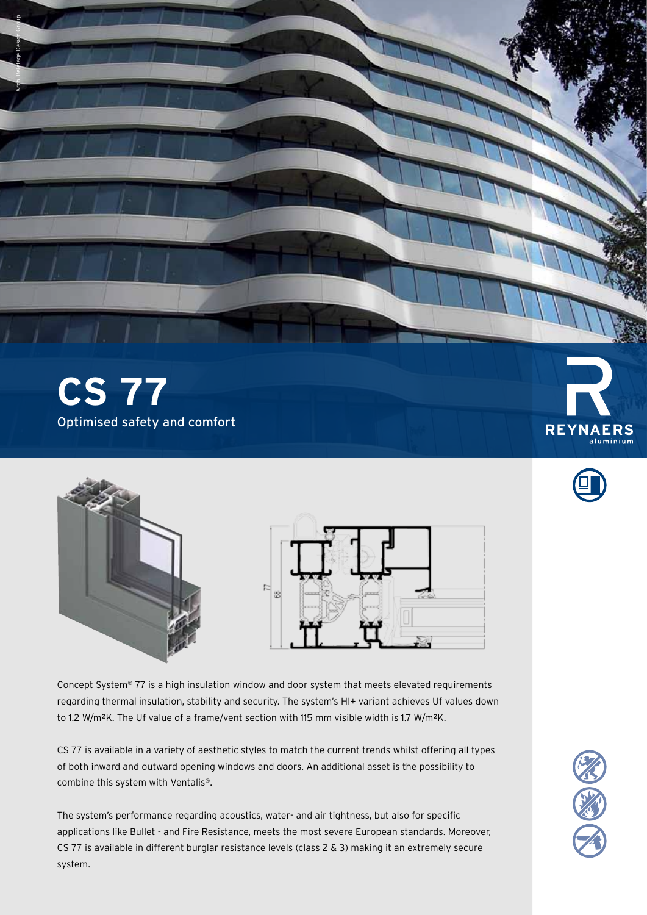# CS 77

Optimised safety and comfort

REYNAERS aluminium

Concept System® 77 is a high insulation window and door system that meets elevated requirements regarding thermal insulation, stability and security. The system's HI+ variant achieves Uf values down to 1.2 W/m²K. The Uf value of a frame/vent section with 115 mm visible width is 1.7 W/m²K.

CS 77 is available in a variety of aesthetic styles to match the current trends whilst offering all types of both inward and outward opening windows and doors. An additional asset is the possibility to combine this system with Ventalis®.

The system's performance regarding acoustics, water- and air tightness, but also for specific applications like Bullet - and Fire Resistance, meets the most severe European standards. Moreover, CS 77 is available in different burglar resistance levels (class 2 & 3) making it an extremely secure system.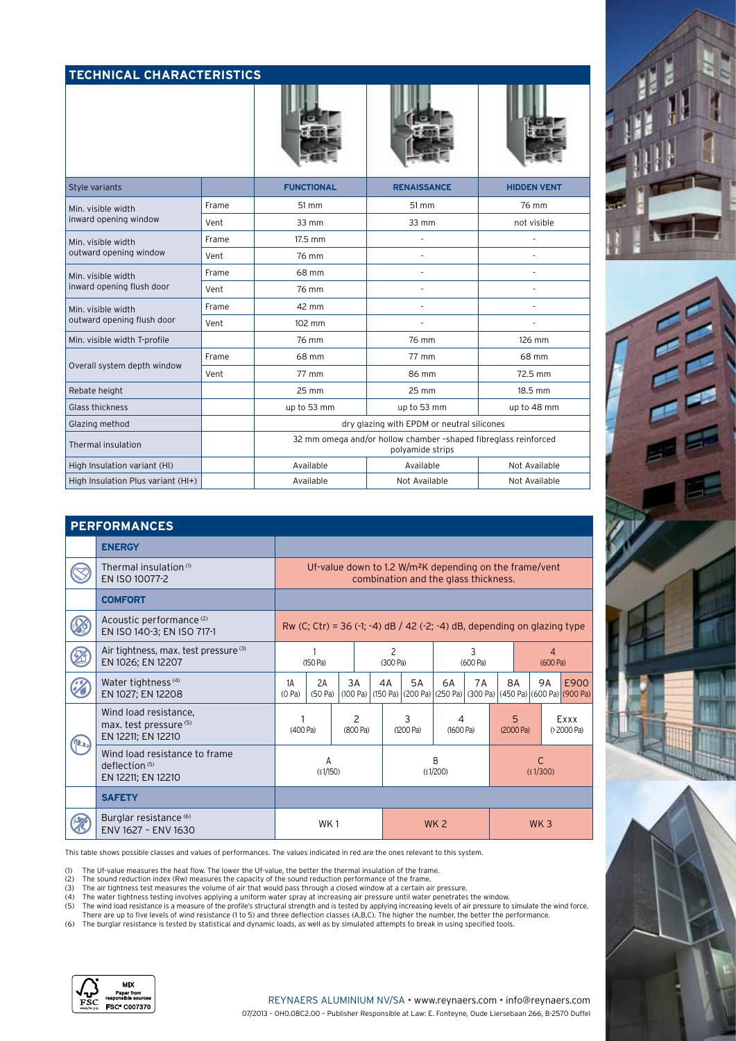## TECHNICAL CHARACTERISTICS

| | | | | |
|---|---|---|---|---|
| Style variants | | FUNCTIONAL | RENAISSANCE | HIDDEN VENT |
| Min. visible width inward opening window | Frame | 51 mm | 51 mm | 76 mm |
| | Vent | 33 mm | 33 mm | not visible |
| Min. visible width outward opening window | Frame | 17.5 mm | - | - |
| | Vent | 76 mm | - | - |
| Min. visible width inward opening flush door | Frame | 68 mm | - | - |
| | Vent | 76 mm | - | - |
| Min. visible width outward opening flush door | Frame | 42 mm | - | - |
| | Vent | 102 mm | - | - |
| Min. visible width T-profile | | 76 mm | 76 mm | 126 mm |
| Overall system depth window | Frame | 68 mm | 77 mm | 68 mm |
| | Vent | 77 mm | 86 mm | 72.5 mm |
| Rebate height | | 25 mm | 25 mm | 18.5 mm |
| Glass thickness | | up to 53 mm | up to 53 mm | up to 48 mm |
| Glazing method | | dry glazing with EPDM or neutral silicones | | |
| Thermal insulation | | 32 mm omega and/or hollow chamber -shaped fibreglass reinforced polyamide strips | | |
| High Insulation variant (HI) | | Available | Available | Not Available |
| High Insulation Plus variant (HI+) | | Available | Not Available | Not Available |

## PERFORMANCES

### ENERGY

| | |
|---|---|
| Thermal insulation [1] EN ISO 10077-2 | Uf-value down to 1.2 W/m²K depending on the frame/vent combination and the glass thickness. |

### COMFORT

| | | | | | | | | | | |
|---|---|---|---|---|---|---|---|---|---|---|
| Acoustic performance [2] EN ISO 140-3; EN ISO 717-1 | Rw (C; Ctr) = 36 (-1; -4) dB / 42 (-2; -4) dB, depending on glazing type | | | | | | | | | |
| Air tightness, max. test pressure [3] EN 1026; EN 12207 | 1 (150 Pa) | | 2 (300 Pa) | | | 3 (600 Pa) | | | 4 (600 Pa) | |
| Water tightness [4] EN 1027; EN 12208 | 1A (0 Pa) | 2A (50 Pa) | 3A (100 Pa) | 4A (150 Pa) | 5A (200 Pa) | 6A (250 Pa) | 7A (300 Pa) | 8A (450 Pa) | 9A (600 Pa) | E900 (900 Pa) |
| Wind load resistance, max. test pressure [5] EN 12211; EN 12210 | 1 (400 Pa) | | 2 (800 Pa) | 3 (1200 Pa) | | 4 (1600 Pa) | | 5 (2000 Pa) | Exxx (> 2000 Pa) | |
| Wind load resistance to frame deflection [5] EN 12211; EN 12210 | A (≤1/150) | | | B (≤1/200) | | | | C (≤1/300) | | |

### SAFETY

| | | | |
|---|---|---|---|
| Burglar resistance [6] ENV 1627 – ENV 1630 | WK 1 | WK 2 | WK 3 |

This table shows possible classes and values of performances. The values indicated in red are the ones relevant to this system.

(1) The Uf-value measures the heat flow. The lower the Uf-value, the better the thermal insulation of the frame.
(2) The sound reduction index (Rw) measures the capacity of the sound reduction performance of the frame.
(3) The air tightness test measures the volume of air that would pass through a closed window at a certain air pressure.
(4) The water tightness testing involves applying a uniform water spray at increasing air pressure until water penetrates the window.
(5) The wind load resistance is a measure of the profile's structural strength and is tested by applying increasing levels of air pressure to simulate the wind force. There are up to five levels of wind resistance (1 to 5) and three deflection classes (A,B,C). The higher the number, the better the performance.
(6) The burglar resistance is tested by statistical and dynamic loads, as well as by simulated attempts to break in using specified tools.

MIX Paper from responsible sources FSC® C007370

REYNAERS ALUMINIUM NV/SA • www.reynaers.com • info@reynaers.com
07/2013 – 0H0.08C2.00 – Publisher Responsible at Law: E. Fonteyne, Oude Liersebaan 266, B-2570 Duffel